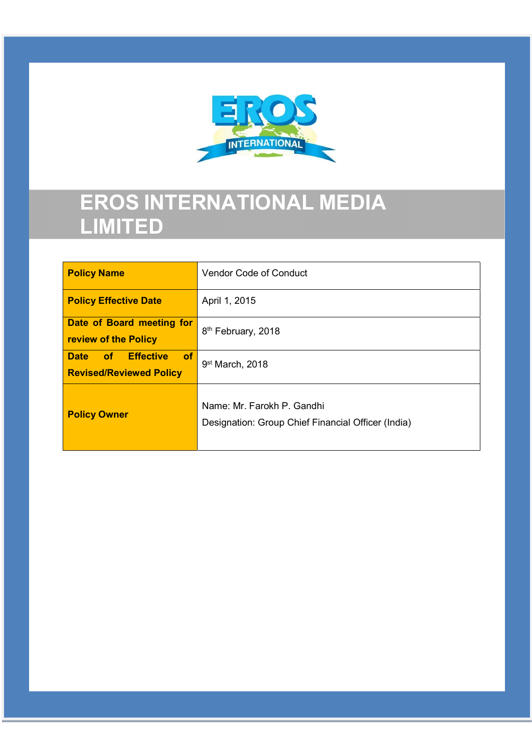# EROS INTERNATIONAL MEDIA LIMITED

| Policy Name | Vendor Code of Conduct |
|---|---|
| Policy Effective Date | April 1, 2015 |
| Date of Board meeting for review of the Policy | 8th February, 2018 |
| Date of Effective of Revised/Reviewed Policy | 9st March, 2018 |
| Policy Owner | Name: Mr. Farokh P. Gandhi<br>Designation: Group Chief Financial Officer (India) |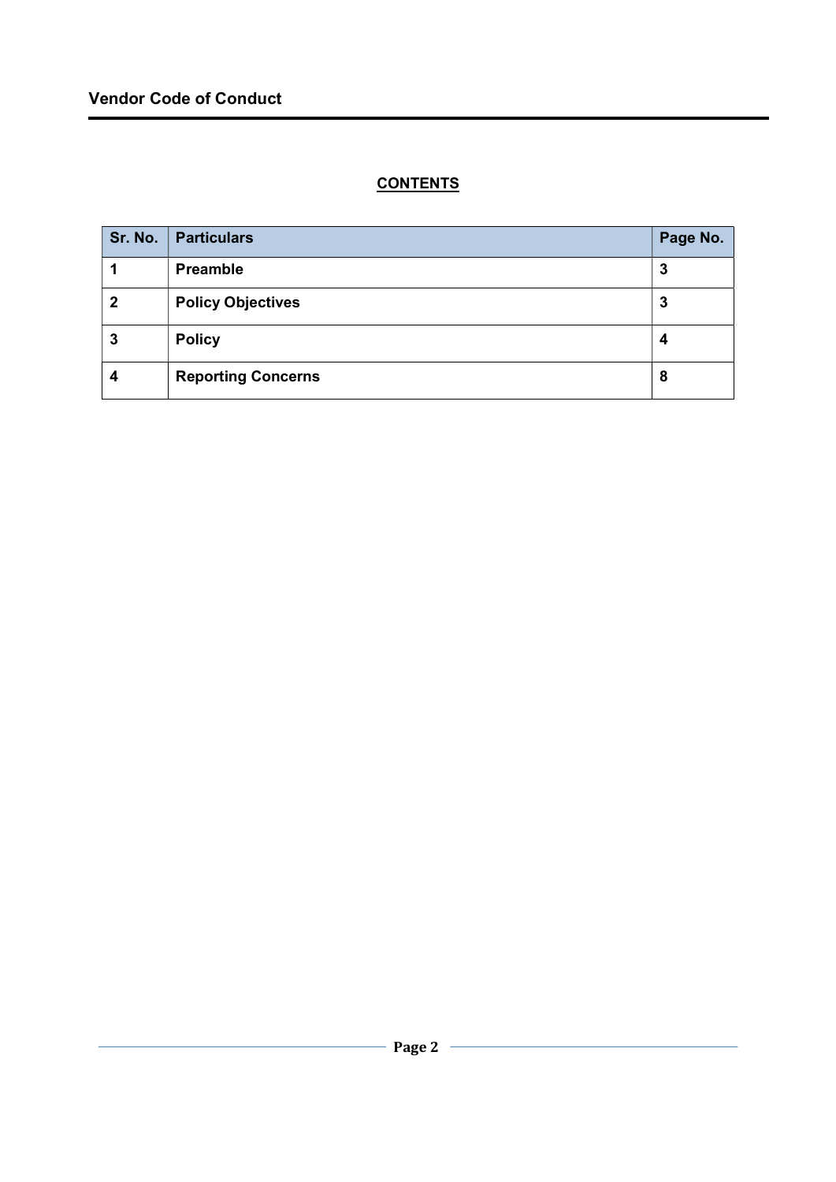## CONTENTS

| Sr. No. | Particulars | Page No. |
|---|---|---|
| 1 | Preamble | 3 |
| 2 | Policy Objectives | 3 |
| 3 | Policy | 4 |
| 4 | Reporting Concerns | 8 |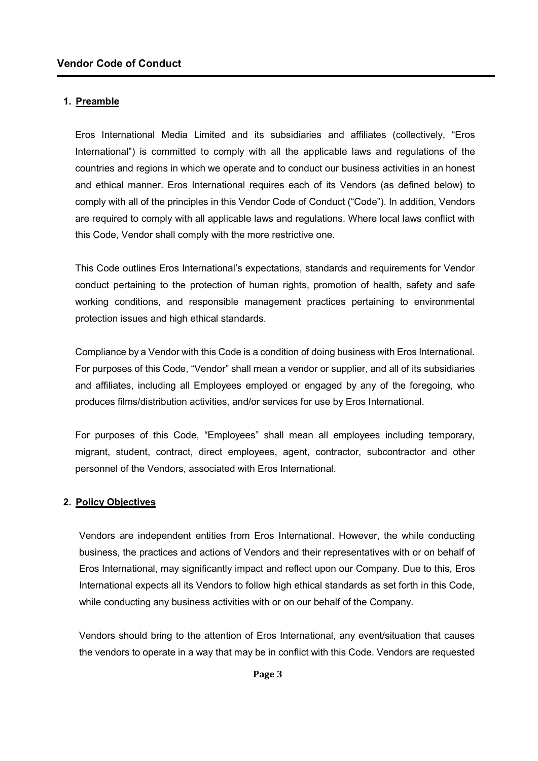# Vendor Code of Conduct

## 1. Preamble

Eros International Media Limited and its subsidiaries and affiliates (collectively, "Eros International") is committed to comply with all the applicable laws and regulations of the countries and regions in which we operate and to conduct our business activities in an honest and ethical manner. Eros International requires each of its Vendors (as defined below) to comply with all of the principles in this Vendor Code of Conduct ("Code"). In addition, Vendors are required to comply with all applicable laws and regulations. Where local laws conflict with this Code, Vendor shall comply with the more restrictive one.

This Code outlines Eros International's expectations, standards and requirements for Vendor conduct pertaining to the protection of human rights, promotion of health, safety and safe working conditions, and responsible management practices pertaining to environmental protection issues and high ethical standards.

Compliance by a Vendor with this Code is a condition of doing business with Eros International. For purposes of this Code, "Vendor" shall mean a vendor or supplier, and all of its subsidiaries and affiliates, including all Employees employed or engaged by any of the foregoing, who produces films/distribution activities, and/or services for use by Eros International.

For purposes of this Code, "Employees" shall mean all employees including temporary, migrant, student, contract, direct employees, agent, contractor, subcontractor and other personnel of the Vendors, associated with Eros International.

## 2. Policy Objectives

Vendors are independent entities from Eros International. However, the while conducting business, the practices and actions of Vendors and their representatives with or on behalf of Eros International, may significantly impact and reflect upon our Company. Due to this, Eros International expects all its Vendors to follow high ethical standards as set forth in this Code, while conducting any business activities with or on our behalf of the Company.

Vendors should bring to the attention of Eros International, any event/situation that causes the vendors to operate in a way that may be in conflict with this Code. Vendors are requested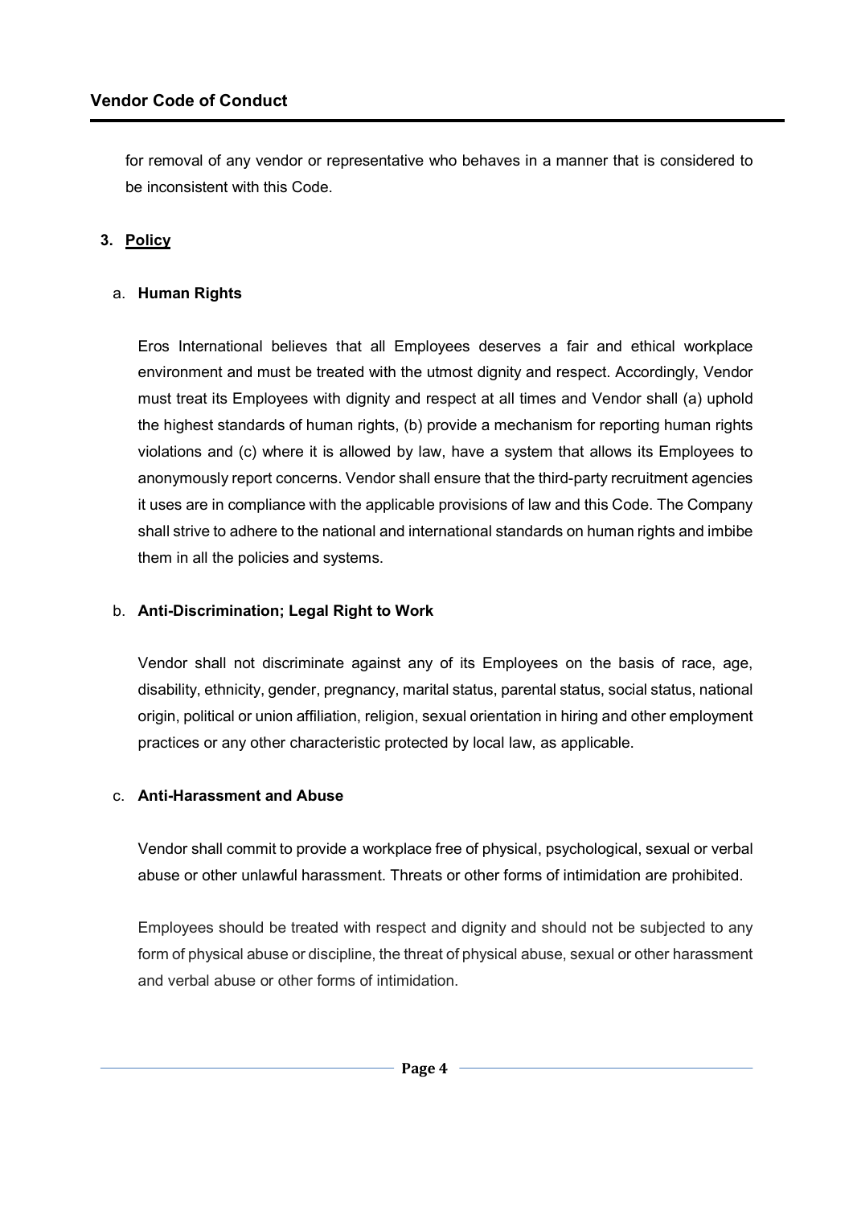for removal of any vendor or representative who behaves in a manner that is considered to be inconsistent with this Code.

## 3. Policy

### a. Human Rights

Eros International believes that all Employees deserves a fair and ethical workplace environment and must be treated with the utmost dignity and respect. Accordingly, Vendor must treat its Employees with dignity and respect at all times and Vendor shall (a) uphold the highest standards of human rights, (b) provide a mechanism for reporting human rights violations and (c) where it is allowed by law, have a system that allows its Employees to anonymously report concerns. Vendor shall ensure that the third-party recruitment agencies it uses are in compliance with the applicable provisions of law and this Code. The Company shall strive to adhere to the national and international standards on human rights and imbibe them in all the policies and systems.

### b. Anti-Discrimination; Legal Right to Work

Vendor shall not discriminate against any of its Employees on the basis of race, age, disability, ethnicity, gender, pregnancy, marital status, parental status, social status, national origin, political or union affiliation, religion, sexual orientation in hiring and other employment practices or any other characteristic protected by local law, as applicable.

### c. Anti-Harassment and Abuse

Vendor shall commit to provide a workplace free of physical, psychological, sexual or verbal abuse or other unlawful harassment. Threats or other forms of intimidation are prohibited.

Employees should be treated with respect and dignity and should not be subjected to any form of physical abuse or discipline, the threat of physical abuse, sexual or other harassment and verbal abuse or other forms of intimidation.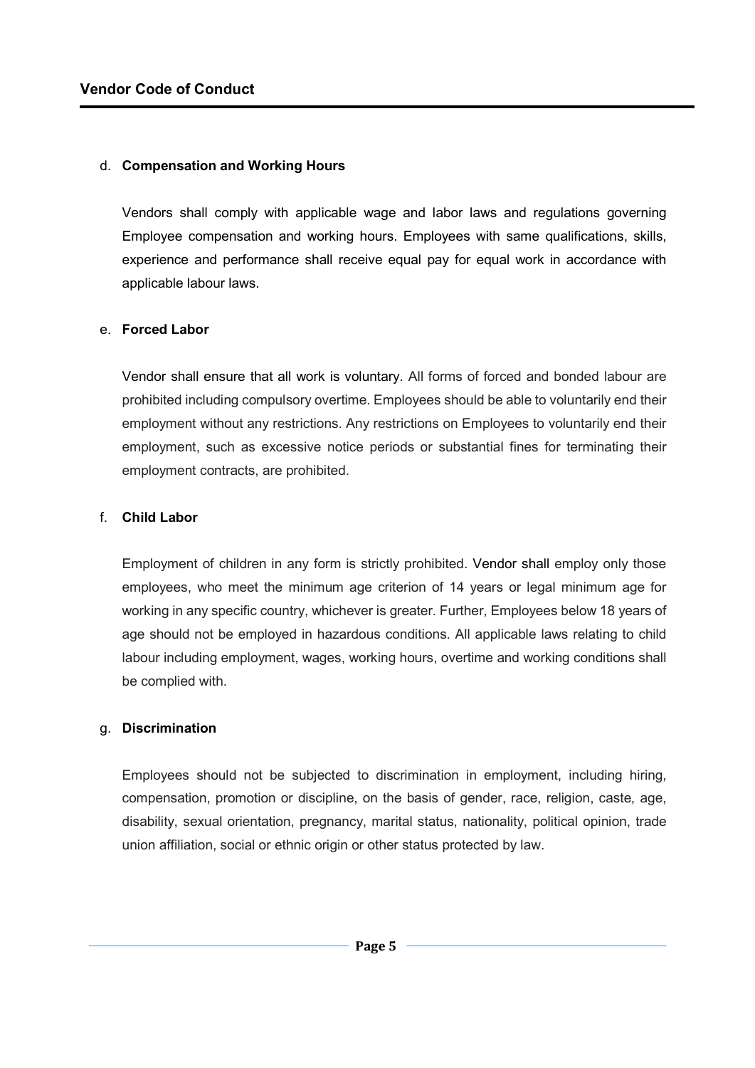d. **Compensation and Working Hours**

Vendors shall comply with applicable wage and labor laws and regulations governing Employee compensation and working hours. Employees with same qualifications, skills, experience and performance shall receive equal pay for equal work in accordance with applicable labour laws.

e. **Forced Labor**

Vendor shall ensure that all work is voluntary. All forms of forced and bonded labour are prohibited including compulsory overtime. Employees should be able to voluntarily end their employment without any restrictions. Any restrictions on Employees to voluntarily end their employment, such as excessive notice periods or substantial fines for terminating their employment contracts, are prohibited.

f. **Child Labor**

Employment of children in any form is strictly prohibited. Vendor shall employ only those employees, who meet the minimum age criterion of 14 years or legal minimum age for working in any specific country, whichever is greater. Further, Employees below 18 years of age should not be employed in hazardous conditions. All applicable laws relating to child labour including employment, wages, working hours, overtime and working conditions shall be complied with.

g. **Discrimination**

Employees should not be subjected to discrimination in employment, including hiring, compensation, promotion or discipline, on the basis of gender, race, religion, caste, age, disability, sexual orientation, pregnancy, marital status, nationality, political opinion, trade union affiliation, social or ethnic origin or other status protected by law.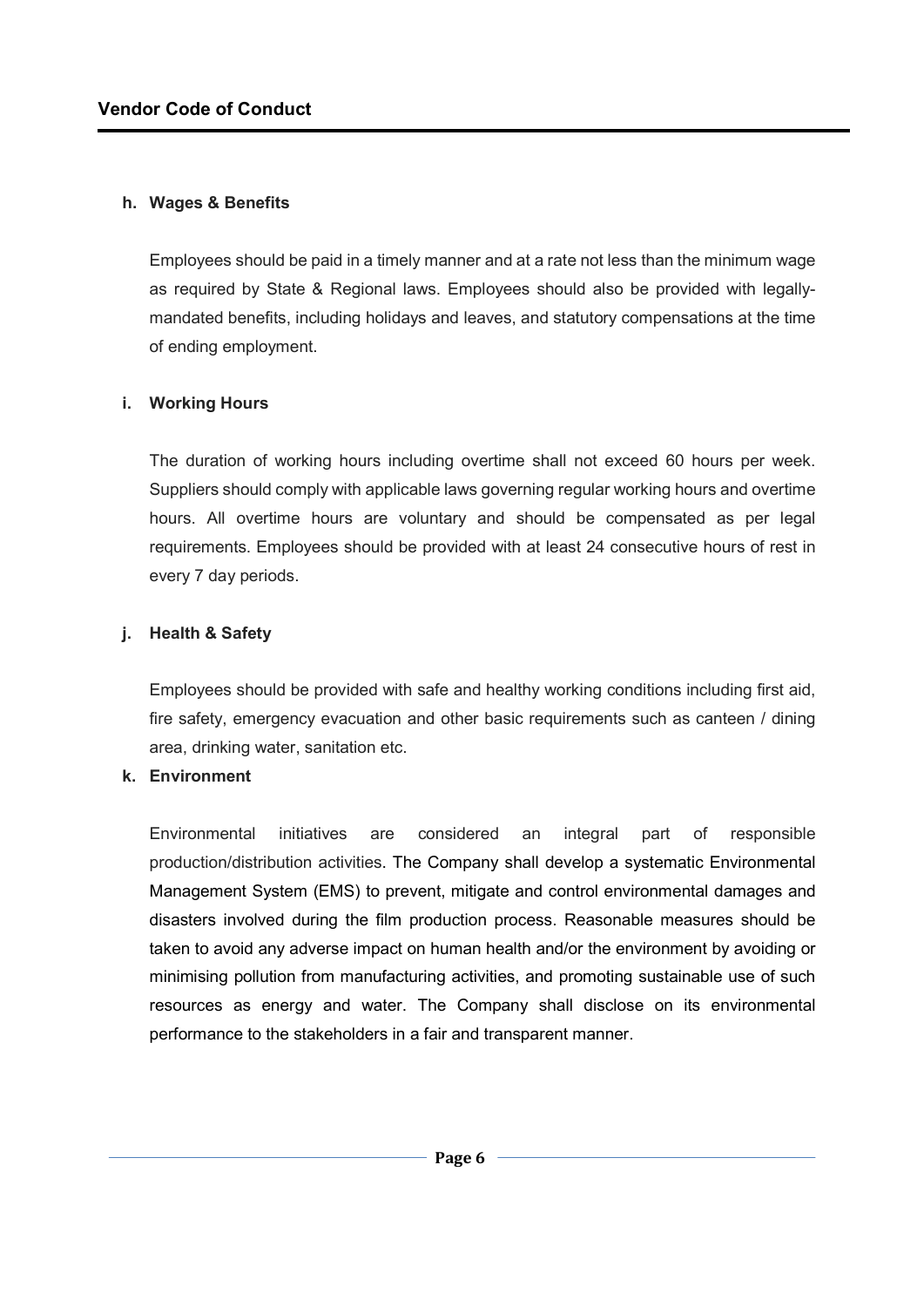**h. Wages & Benefits**

Employees should be paid in a timely manner and at a rate not less than the minimum wage as required by State & Regional laws. Employees should also be provided with legally-mandated benefits, including holidays and leaves, and statutory compensations at the time of ending employment.

**i. Working Hours**

The duration of working hours including overtime shall not exceed 60 hours per week. Suppliers should comply with applicable laws governing regular working hours and overtime hours. All overtime hours are voluntary and should be compensated as per legal requirements. Employees should be provided with at least 24 consecutive hours of rest in every 7 day periods.

**j. Health & Safety**

Employees should be provided with safe and healthy working conditions including first aid, fire safety, emergency evacuation and other basic requirements such as canteen / dining area, drinking water, sanitation etc.

**k. Environment**

Environmental initiatives are considered an integral part of responsible production/distribution activities. The Company shall develop a systematic Environmental Management System (EMS) to prevent, mitigate and control environmental damages and disasters involved during the film production process. Reasonable measures should be taken to avoid any adverse impact on human health and/or the environment by avoiding or minimising pollution from manufacturing activities, and promoting sustainable use of such resources as energy and water. The Company shall disclose on its environmental performance to the stakeholders in a fair and transparent manner.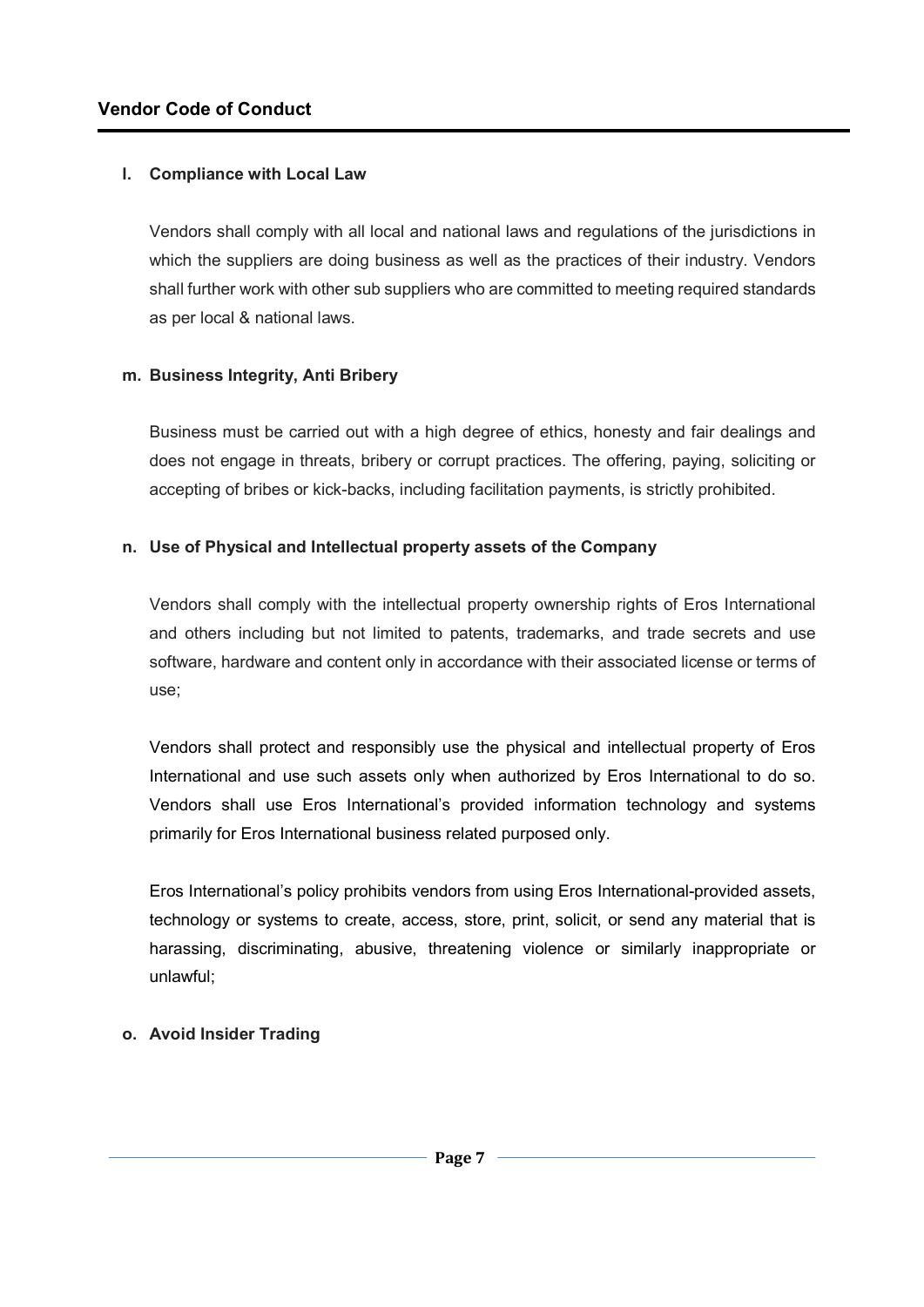### l. Compliance with Local Law

Vendors shall comply with all local and national laws and regulations of the jurisdictions in which the suppliers are doing business as well as the practices of their industry. Vendors shall further work with other sub suppliers who are committed to meeting required standards as per local & national laws.

### m. Business Integrity, Anti Bribery

Business must be carried out with a high degree of ethics, honesty and fair dealings and does not engage in threats, bribery or corrupt practices. The offering, paying, soliciting or accepting of bribes or kick-backs, including facilitation payments, is strictly prohibited.

### n. Use of Physical and Intellectual property assets of the Company

Vendors shall comply with the intellectual property ownership rights of Eros International and others including but not limited to patents, trademarks, and trade secrets and use software, hardware and content only in accordance with their associated license or terms of use;

Vendors shall protect and responsibly use the physical and intellectual property of Eros International and use such assets only when authorized by Eros International to do so. Vendors shall use Eros International's provided information technology and systems primarily for Eros International business related purposed only.

Eros International's policy prohibits vendors from using Eros International-provided assets, technology or systems to create, access, store, print, solicit, or send any material that is harassing, discriminating, abusive, threatening violence or similarly inappropriate or unlawful;

### o. Avoid Insider Trading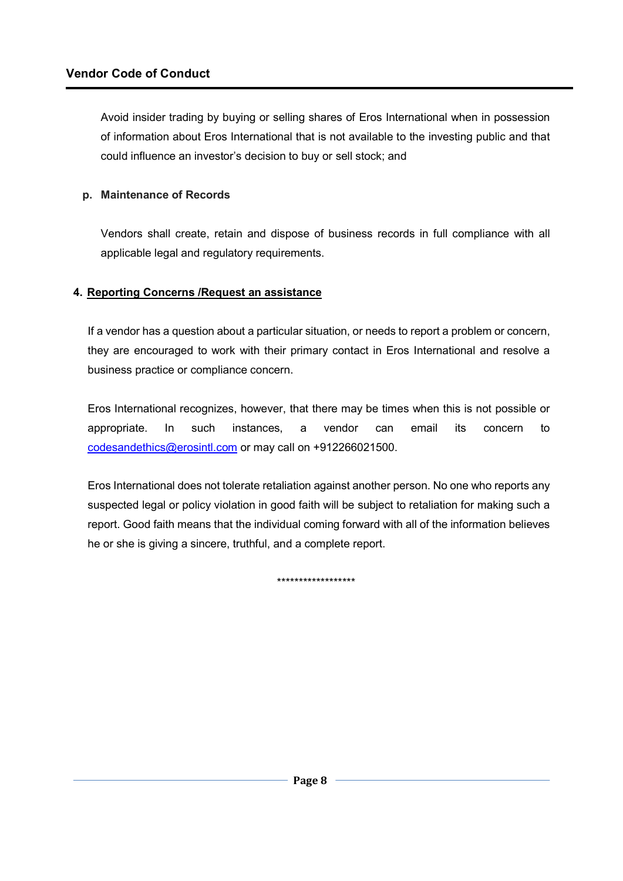Avoid insider trading by buying or selling shares of Eros International when in possession of information about Eros International that is not available to the investing public and that could influence an investor's decision to buy or sell stock; and

**p. Maintenance of Records**

Vendors shall create, retain and dispose of business records in full compliance with all applicable legal and regulatory requirements.

## 4. Reporting Concerns /Request an assistance

If a vendor has a question about a particular situation, or needs to report a problem or concern, they are encouraged to work with their primary contact in Eros International and resolve a business practice or compliance concern.

Eros International recognizes, however, that there may be times when this is not possible or appropriate. In such instances, a vendor can email its concern to codesandethics@erosintl.com or may call on +912266021500.

Eros International does not tolerate retaliation against another person. No one who reports any suspected legal or policy violation in good faith will be subject to retaliation for making such a report. Good faith means that the individual coming forward with all of the information believes he or she is giving a sincere, truthful, and a complete report.

******************